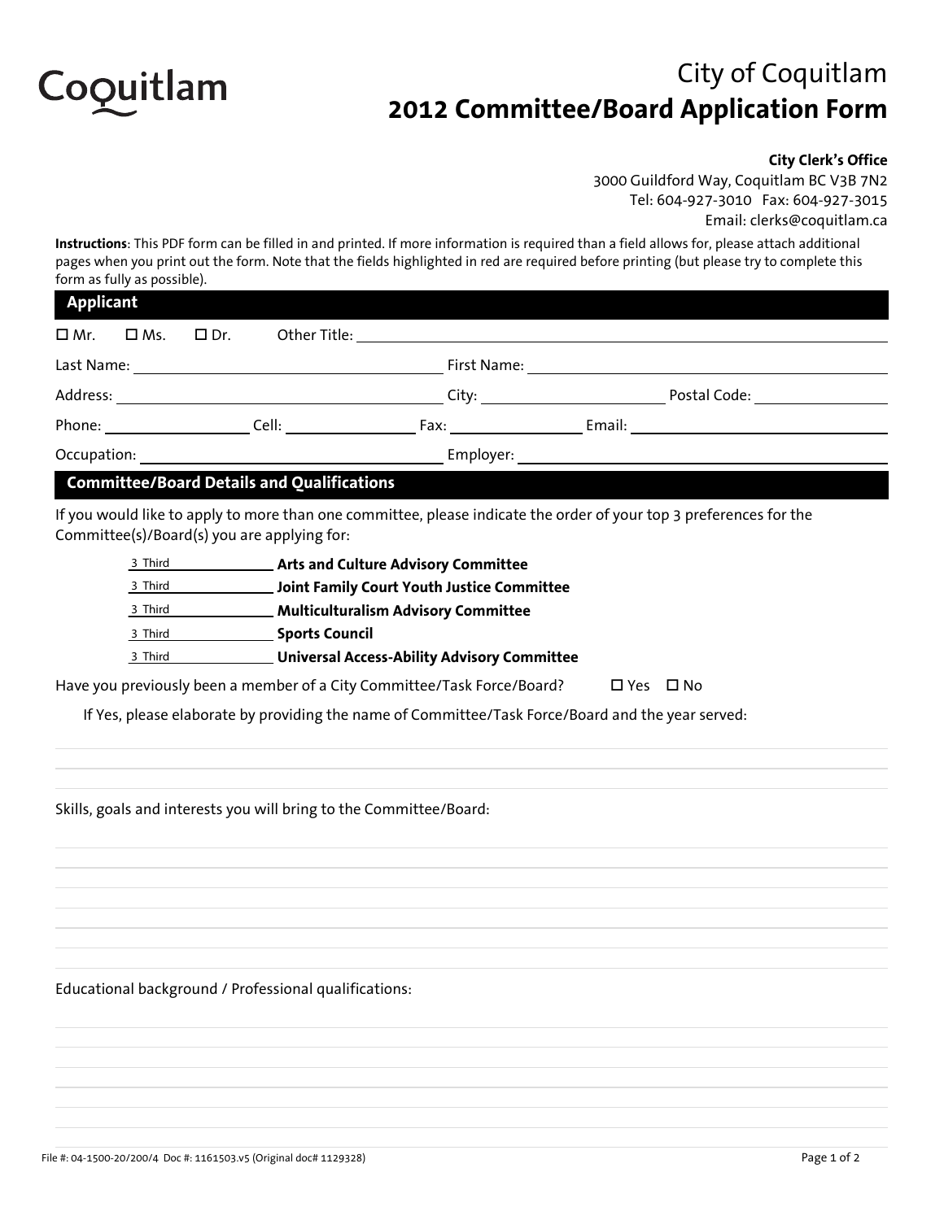Coquitlam

# City of Coquitlam
# 2012 Committee/Board Application Form

**City Clerk's Office**
3000 Guildford Way, Coquitlam BC V3B 7N2
Tel: 604-927-3010 Fax: 604-927-3015
Email: clerks@coquitlam.ca

**Instructions**: This PDF form can be filled in and printed. If more information is required than a field allows for, please attach additional pages when you print out the form. Note that the fields highlighted in red are required before printing (but please try to complete this form as fully as possible).

## Applicant

☐ Mr. ☐ Ms. ☐ Dr. Other Title: ______________________

Last Name: ______________________ First Name: ______________________

Address: ______________________ City: ______________ Postal Code: ______________

Phone: ______________ Cell: ______________ Fax: ______________ Email: ______________

Occupation: ______________________ Employer: ______________________

## Committee/Board Details and Qualifications

If you would like to apply to more than one committee, please indicate the order of your top 3 preferences for the Committee(s)/Board(s) you are applying for:

3 Third **Arts and Culture Advisory Committee**
3 Third **Joint Family Court Youth Justice Committee**
3 Third **Multiculturalism Advisory Committee**
3 Third **Sports Council**
3 Third **Universal Access-Ability Advisory Committee**

Have you previously been a member of a City Committee/Task Force/Board? ☐ Yes ☐ No

If Yes, please elaborate by providing the name of Committee/Task Force/Board and the year served:

Skills, goals and interests you will bring to the Committee/Board:

Educational background / Professional qualifications:

File #: 04-1500-20/200/4 Doc #: 1161503.v5 (Original doc# 1129328)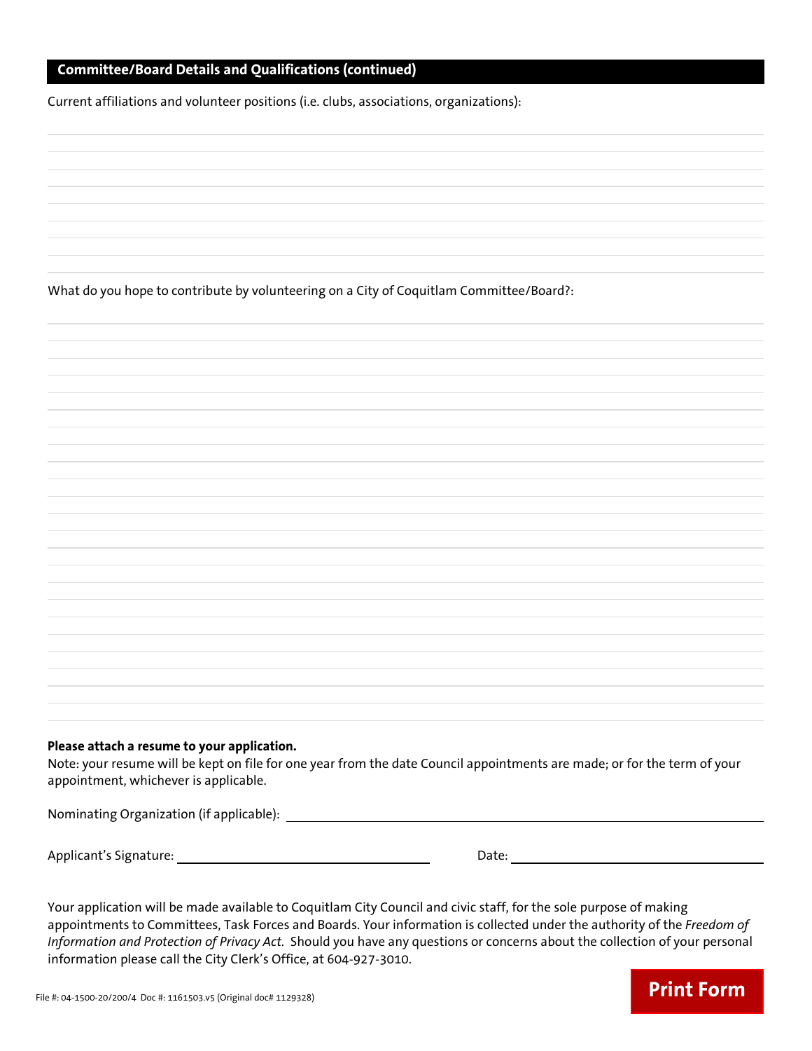## Committee/Board Details and Qualifications (continued)

Current affiliations and volunteer positions (i.e. clubs, associations, organizations):

What do you hope to contribute by volunteering on a City of Coquitlam Committee/Board?:

**Please attach a resume to your application.**

Note: your resume will be kept on file for one year from the date Council appointments are made; or for the term of your appointment, whichever is applicable.

Nominating Organization (if applicable): ____________________

Applicant's Signature: ____________________ Date: ____________________

Your application will be made available to Coquitlam City Council and civic staff, for the sole purpose of making appointments to Committees, Task Forces and Boards. Your information is collected under the authority of the *Freedom of Information and Protection of Privacy Act.* Should you have any questions or concerns about the collection of your personal information please call the City Clerk's Office, at 604-927-3010.

File #: 04-1500-20/200/4 Doc #: 1161503.v5 (Original doc# 1129328)

Print Form